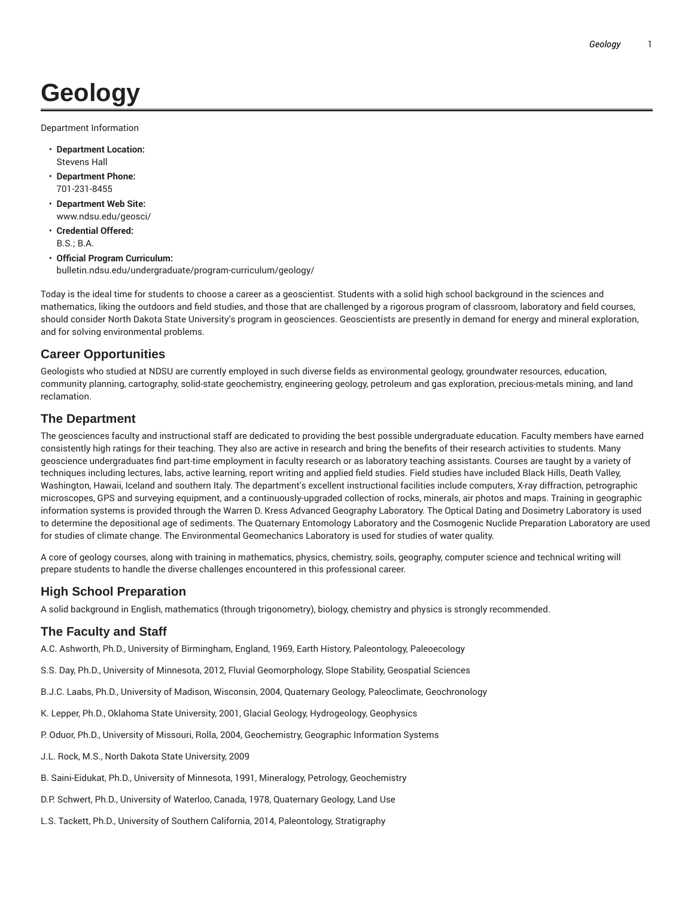# Geology

Department Information

- **Department Location:**
  Stevens Hall
- **Department Phone:**
  701-231-8455
- **Department Web Site:**
  www.ndsu.edu/geosci/
- **Credential Offered:**
  B.S.; B.A.
- **Official Program Curriculum:**
  bulletin.ndsu.edu/undergraduate/program-curriculum/geology/

Today is the ideal time for students to choose a career as a geoscientist. Students with a solid high school background in the sciences and mathematics, liking the outdoors and field studies, and those that are challenged by a rigorous program of classroom, laboratory and field courses, should consider North Dakota State University's program in geosciences. Geoscientists are presently in demand for energy and mineral exploration, and for solving environmental problems.

## Career Opportunities

Geologists who studied at NDSU are currently employed in such diverse fields as environmental geology, groundwater resources, education, community planning, cartography, solid-state geochemistry, engineering geology, petroleum and gas exploration, precious-metals mining, and land reclamation.

## The Department

The geosciences faculty and instructional staff are dedicated to providing the best possible undergraduate education. Faculty members have earned consistently high ratings for their teaching. They also are active in research and bring the benefits of their research activities to students. Many geoscience undergraduates find part-time employment in faculty research or as laboratory teaching assistants. Courses are taught by a variety of techniques including lectures, labs, active learning, report writing and applied field studies. Field studies have included Black Hills, Death Valley, Washington, Hawaii, Iceland and southern Italy. The department's excellent instructional facilities include computers, X-ray diffraction, petrographic microscopes, GPS and surveying equipment, and a continuously-upgraded collection of rocks, minerals, air photos and maps. Training in geographic information systems is provided through the Warren D. Kress Advanced Geography Laboratory. The Optical Dating and Dosimetry Laboratory is used to determine the depositional age of sediments. The Quaternary Entomology Laboratory and the Cosmogenic Nuclide Preparation Laboratory are used for studies of climate change. The Environmental Geomechanics Laboratory is used for studies of water quality.

A core of geology courses, along with training in mathematics, physics, chemistry, soils, geography, computer science and technical writing will prepare students to handle the diverse challenges encountered in this professional career.

## High School Preparation

A solid background in English, mathematics (through trigonometry), biology, chemistry and physics is strongly recommended.

## The Faculty and Staff

A.C. Ashworth, Ph.D., University of Birmingham, England, 1969, Earth History, Paleontology, Paleoecology

S.S. Day, Ph.D., University of Minnesota, 2012, Fluvial Geomorphology, Slope Stability, Geospatial Sciences

B.J.C. Laabs, Ph.D., University of Madison, Wisconsin, 2004, Quaternary Geology, Paleoclimate, Geochronology

K. Lepper, Ph.D., Oklahoma State University, 2001, Glacial Geology, Hydrogeology, Geophysics

P. Oduor, Ph.D., University of Missouri, Rolla, 2004, Geochemistry, Geographic Information Systems

J.L. Rock, M.S., North Dakota State University, 2009

B. Saini-Eidukat, Ph.D., University of Minnesota, 1991, Mineralogy, Petrology, Geochemistry

D.P. Schwert, Ph.D., University of Waterloo, Canada, 1978, Quaternary Geology, Land Use

L.S. Tackett, Ph.D., University of Southern California, 2014, Paleontology, Stratigraphy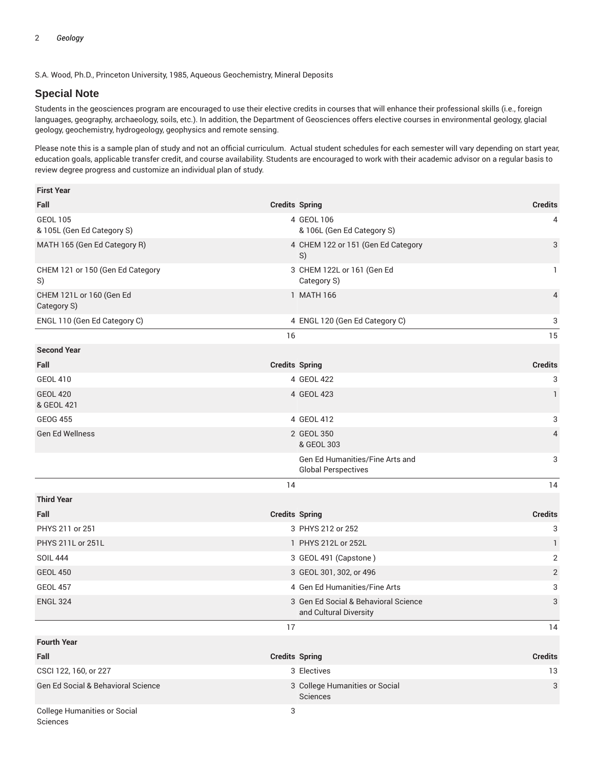S.A. Wood, Ph.D., Princeton University, 1985, Aqueous Geochemistry, Mineral Deposits

## Special Note

Students in the geosciences program are encouraged to use their elective credits in courses that will enhance their professional skills (i.e., foreign languages, geography, archaeology, soils, etc.). In addition, the Department of Geosciences offers elective courses in environmental geology, glacial geology, geochemistry, hydrogeology, geophysics and remote sensing.

Please note this is a sample plan of study and not an official curriculum. Actual student schedules for each semester will vary depending on start year, education goals, applicable transfer credit, and course availability. Students are encouraged to work with their academic advisor on a regular basis to review degree progress and customize an individual plan of study.

| First Year | | | |
|---|---|---|---|
| **Fall** | **Credits** | **Spring** | **Credits** |
| GEOL 105<br>& 105L (Gen Ed Category S) | 4 | GEOL 106<br>& 106L (Gen Ed Category S) | 4 |
| MATH 165 (Gen Ed Category R) | 4 | CHEM 122 or 151 (Gen Ed Category S) | 3 |
| CHEM 121 or 150 (Gen Ed Category S) | 3 | CHEM 122L or 161 (Gen Ed Category S) | 1 |
| CHEM 121L or 160 (Gen Ed Category S) | 1 | MATH 166 | 4 |
| ENGL 110 (Gen Ed Category C) | 4 | ENGL 120 (Gen Ed Category C) | 3 |
| | 16 | | 15 |
| **Second Year** | | | |
| **Fall** | **Credits** | **Spring** | **Credits** |
| GEOL 410 | 4 | GEOL 422 | 3 |
| GEOL 420<br>& GEOL 421 | 4 | GEOL 423 | 1 |
| GEOG 455 | 4 | GEOL 412 | 3 |
| Gen Ed Wellness | 2 | GEOL 350<br>& GEOL 303 | 4 |
| | | Gen Ed Humanities/Fine Arts and Global Perspectives | 3 |
| | 14 | | 14 |
| **Third Year** | | | |
| **Fall** | **Credits** | **Spring** | **Credits** |
| PHYS 211 or 251 | 3 | PHYS 212 or 252 | 3 |
| PHYS 211L or 251L | 1 | PHYS 212L or 252L | 1 |
| SOIL 444 | 3 | GEOL 491 (Capstone ) | 2 |
| GEOL 450 | 3 | GEOL 301, 302, or 496 | 2 |
| GEOL 457 | 4 | Gen Ed Humanities/Fine Arts | 3 |
| ENGL 324 | 3 | Gen Ed Social & Behavioral Science and Cultural Diversity | 3 |
| | 17 | | 14 |
| **Fourth Year** | | | |
| **Fall** | **Credits** | **Spring** | **Credits** |
| CSCI 122, 160, or 227 | 3 | Electives | 13 |
| Gen Ed Social & Behavioral Science | 3 | College Humanities or Social Sciences | 3 |
| College Humanities or Social Sciences | 3 | | |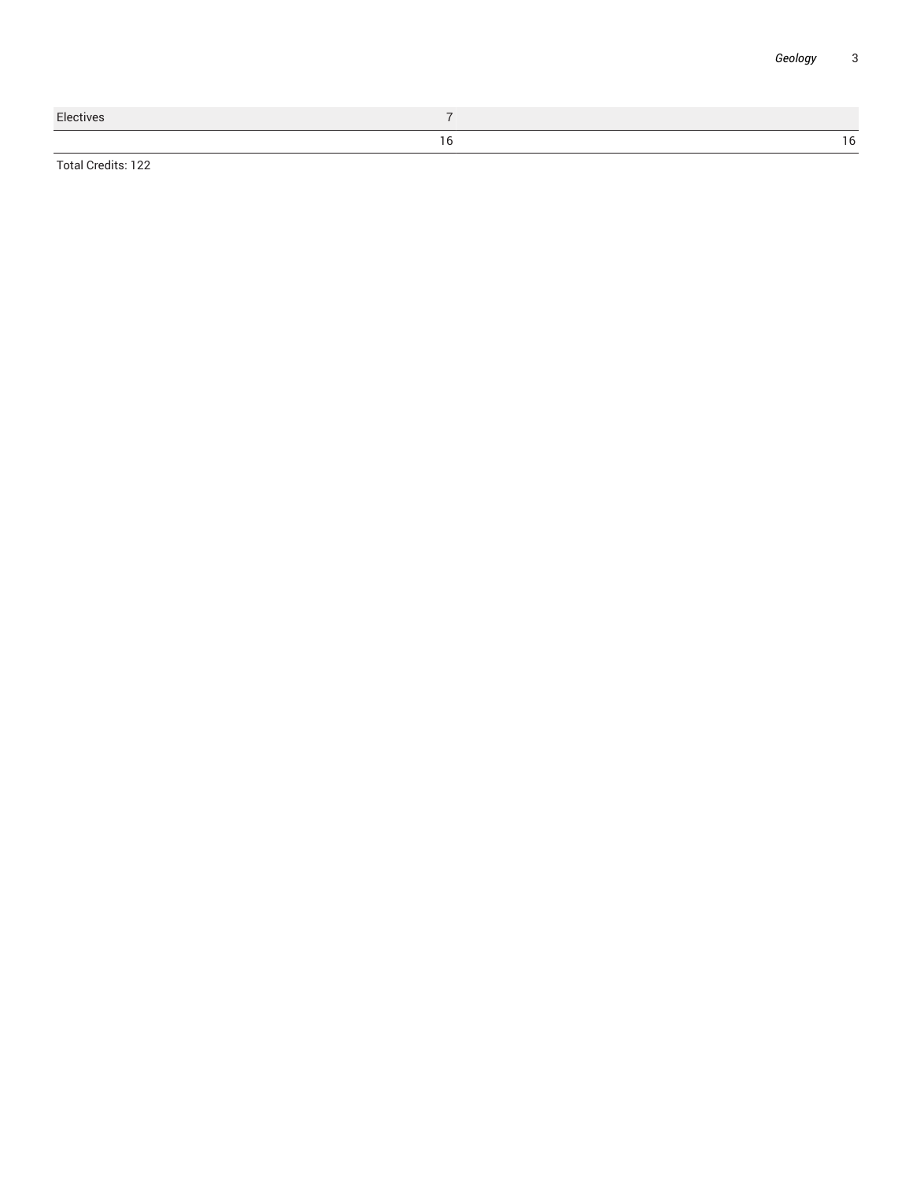| | | | |
|---|---|---|---|
| Electives | 7 | | |
| | 16 | | 16 |

Total Credits: 122